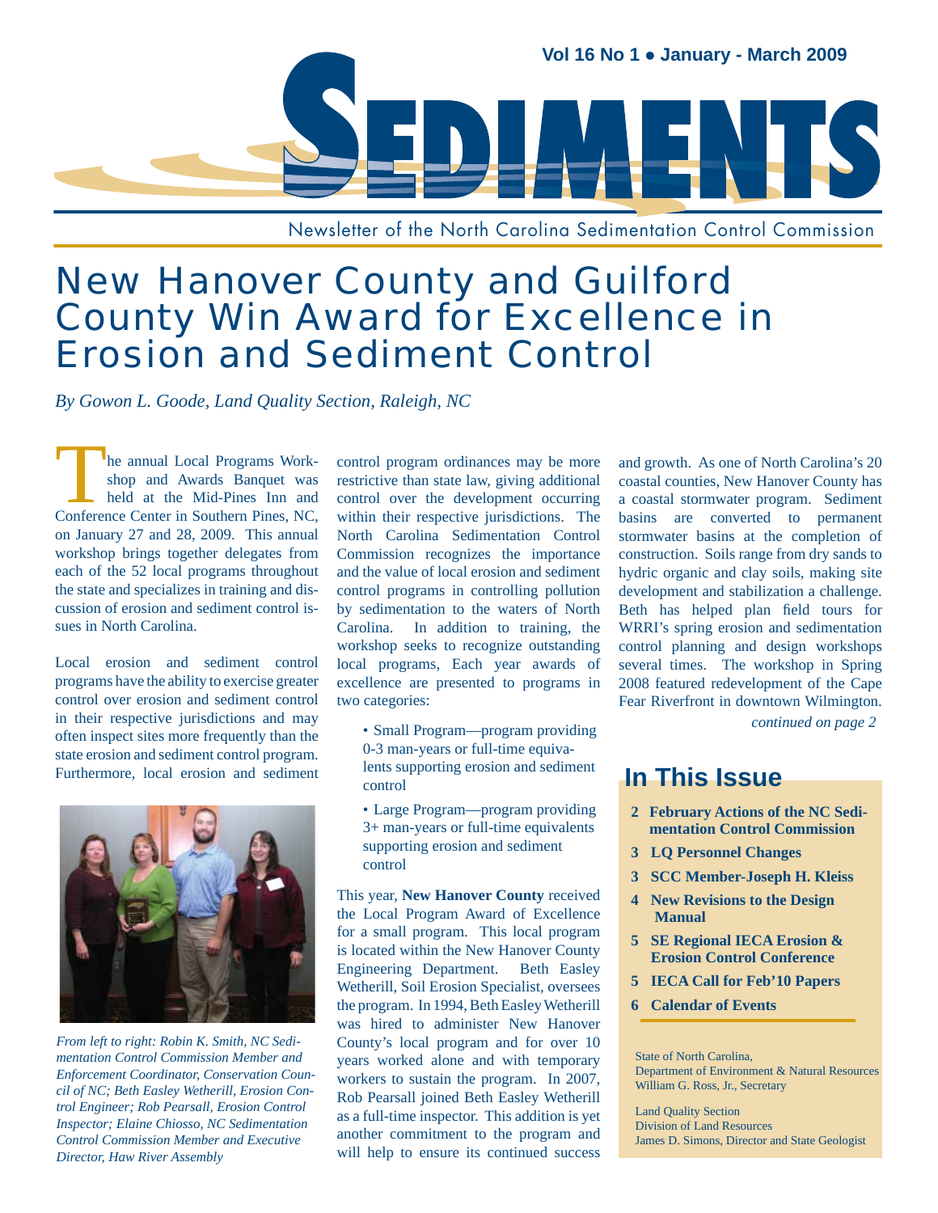# SEDIMENTS

Vol 16 No 1 ● January - March 2009

Newsletter of the North Carolina Sedimentation Control Commission

## New Hanover County and Guilford County Win Award for Excellence in Erosion and Sediment Control

*By Gowon L. Goode, Land Quality Section, Raleigh, NC*

The annual Local Programs Workshop and Awards Banquet was held at the Mid-Pines Inn and Conference Center in Southern Pines, NC, on January 27 and 28, 2009. This annual workshop brings together delegates from each of the 52 local programs throughout the state and specializes in training and discussion of erosion and sediment control issues in North Carolina.

Local erosion and sediment control programs have the ability to exercise greater control over erosion and sediment control in their respective jurisdictions and may often inspect sites more frequently than the state erosion and sediment control program. Furthermore, local erosion and sediment control program ordinances may be more restrictive than state law, giving additional control over the development occurring within their respective jurisdictions. The North Carolina Sedimentation Control Commission recognizes the importance and the value of local erosion and sediment control programs in controlling pollution by sedimentation to the waters of North Carolina. In addition to training, the workshop seeks to recognize outstanding local programs, Each year awards of excellence are presented to programs in two categories:

- Small Program—program providing 0-3 man-years or full-time equivalents supporting erosion and sediment control
- Large Program—program providing 3+ man-years or full-time equivalents supporting erosion and sediment control

*From left to right: Robin K. Smith, NC Sedimentation Control Commission Member and Enforcement Coordinator, Conservation Council of NC; Beth Easley Wetherill, Erosion Control Engineer; Rob Pearsall, Erosion Control Inspector; Elaine Chiosso, NC Sedimentation Control Commission Member and Executive Director, Haw River Assembly*

This year, **New Hanover County** received the Local Program Award of Excellence for a small program. This local program is located within the New Hanover County Engineering Department. Beth Easley Wetherill, Soil Erosion Specialist, oversees the program. In 1994, Beth Easley Wetherill was hired to administer New Hanover County's local program and for over 10 years worked alone and with temporary workers to sustain the program. In 2007, Rob Pearsall joined Beth Easley Wetherill as a full-time inspector. This addition is yet another commitment to the program and will help to ensure its continued success and growth. As one of North Carolina's 20 coastal counties, New Hanover County has a coastal stormwater program. Sediment basins are converted to permanent stormwater basins at the completion of construction. Soils range from dry sands to hydric organic and clay soils, making site development and stabilization a challenge. Beth has helped plan field tours for WRRI's spring erosion and sedimentation control planning and design workshops several times. The workshop in Spring 2008 featured redevelopment of the Cape Fear Riverfront in downtown Wilmington.

*continued on page 2*

## In This Issue

- **2** **February Actions of the NC Sedimentation Control Commission**
- **3** **LQ Personnel Changes**
- **3** **SCC Member-Joseph H. Kleiss**
- **4** **New Revisions to the Design Manual**
- **5** **SE Regional IECA Erosion & Erosion Control Conference**
- **5** **IECA Call for Feb'10 Papers**
- **6** **Calendar of Events**

State of North Carolina,
Department of Environment & Natural Resources
William G. Ross, Jr., Secretary

Land Quality Section
Division of Land Resources
James D. Simons, Director and State Geologist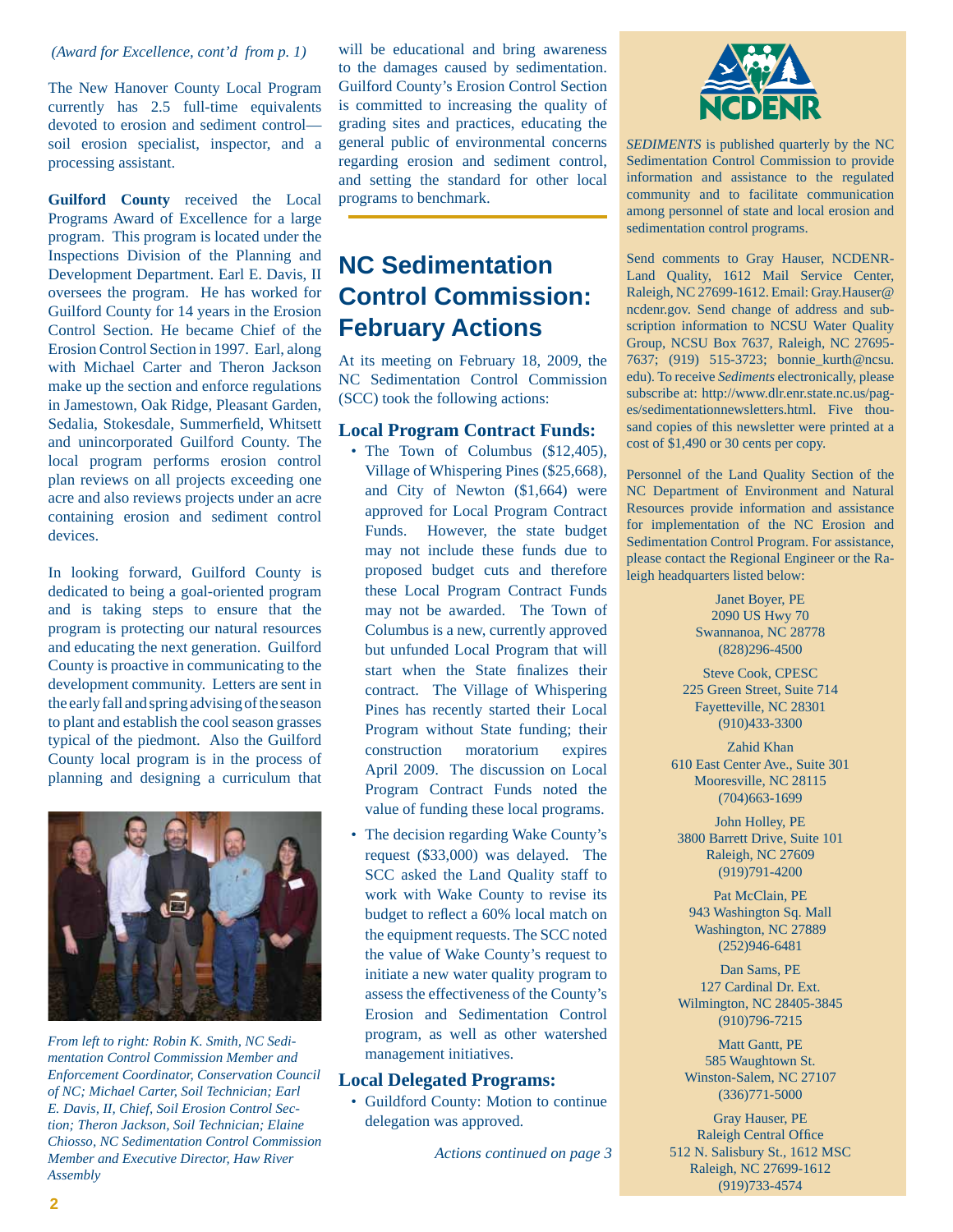*(Award for Excellence, cont'd from p. 1)*

The New Hanover County Local Program currently has 2.5 full-time equivalents devoted to erosion and sediment control—soil erosion specialist, inspector, and a processing assistant.

**Guilford County** received the Local Programs Award of Excellence for a large program. This program is located under the Inspections Division of the Planning and Development Department. Earl E. Davis, II oversees the program. He has worked for Guilford County for 14 years in the Erosion Control Section. He became Chief of the Erosion Control Section in 1997. Earl, along with Michael Carter and Theron Jackson make up the section and enforce regulations in Jamestown, Oak Ridge, Pleasant Garden, Sedalia, Stokesdale, Summerfield, Whitsett and unincorporated Guilford County. The local program performs erosion control plan reviews on all projects exceeding one acre and also reviews projects under an acre containing erosion and sediment control devices.

In looking forward, Guilford County is dedicated to being a goal-oriented program and is taking steps to ensure that the program is protecting our natural resources and educating the next generation. Guilford County is proactive in communicating to the development community. Letters are sent in the early fall and spring advising of the season to plant and establish the cool season grasses typical of the piedmont. Also the Guilford County local program is in the process of planning and designing a curriculum that will be educational and bring awareness to the damages caused by sedimentation. Guilford County's Erosion Control Section is committed to increasing the quality of grading sites and practices, educating the general public of environmental concerns regarding erosion and sediment control, and setting the standard for other local programs to benchmark.

*From left to right: Robin K. Smith, NC Sedimentation Control Commission Member and Enforcement Coordinator, Conservation Council of NC; Michael Carter, Soil Technician; Earl E. Davis, II, Chief, Soil Erosion Control Section; Theron Jackson, Soil Technician; Elaine Chiosso, NC Sedimentation Control Commission Member and Executive Director, Haw River Assembly*

# NC Sedimentation Control Commission: February Actions

At its meeting on February 18, 2009, the NC Sedimentation Control Commission (SCC) took the following actions:

### Local Program Contract Funds:

- The Town of Columbus ($12,405), Village of Whispering Pines ($25,668), and City of Newton ($1,664) were approved for Local Program Contract Funds. However, the state budget may not include these funds due to proposed budget cuts and therefore these Local Program Contract Funds may not be awarded. The Town of Columbus is a new, currently approved but unfunded Local Program that will start when the State finalizes their contract. The Village of Whispering Pines has recently started their Local Program without State funding; their construction moratorium expires April 2009. The discussion on Local Program Contract Funds noted the value of funding these local programs.
- The decision regarding Wake County's request ($33,000) was delayed. The SCC asked the Land Quality staff to work with Wake County to revise its budget to reflect a 60% local match on the equipment requests. The SCC noted the value of Wake County's request to initiate a new water quality program to assess the effectiveness of the County's Erosion and Sedimentation Control program, as well as other watershed management initiatives.

### Local Delegated Programs:

- Guildford County: Motion to continue delegation was approved.

*Actions continued on page 3*

NCDENR

*SEDIMENTS* is published quarterly by the NC Sedimentation Control Commission to provide information and assistance to the regulated community and to facilitate communication among personnel of state and local erosion and sedimentation control programs.

Send comments to Gray Hauser, NCDENR-Land Quality, 1612 Mail Service Center, Raleigh, NC 27699-1612. Email: Gray.Hauser@ncdenr.gov. Send change of address and subscription information to NCSU Water Quality Group, NCSU Box 7637, Raleigh, NC 27695-7637; (919) 515-3723; bonnie_kurth@ncsu.edu). To receive *Sediments* electronically, please subscribe at: http://www.dlr.enr.state.nc.us/pages/sedimentationnewsletters.html. Five thousand copies of this newsletter were printed at a cost of $1,490 or 30 cents per copy.

Personnel of the Land Quality Section of the NC Department of Environment and Natural Resources provide information and assistance for implementation of the NC Erosion and Sedimentation Control Program. For assistance, please contact the Regional Engineer or the Raleigh headquarters listed below:

Janet Boyer, PE
2090 US Hwy 70
Swannanoa, NC 28778
(828)296-4500

Steve Cook, CPESC
225 Green Street, Suite 714
Fayetteville, NC 28301
(910)433-3300

Zahid Khan
610 East Center Ave., Suite 301
Mooresville, NC 28115
(704)663-1699

John Holley, PE
3800 Barrett Drive, Suite 101
Raleigh, NC 27609
(919)791-4200

Pat McClain, PE
943 Washington Sq. Mall
Washington, NC 27889
(252)946-6481

Dan Sams, PE
127 Cardinal Dr. Ext.
Wilmington, NC 28405-3845
(910)796-7215

Matt Gantt, PE
585 Waughtown St.
Winston-Salem, NC 27107
(336)771-5000

Gray Hauser, PE
Raleigh Central Office
512 N. Salisbury St., 1612 MSC
Raleigh, NC 27699-1612
(919)733-4574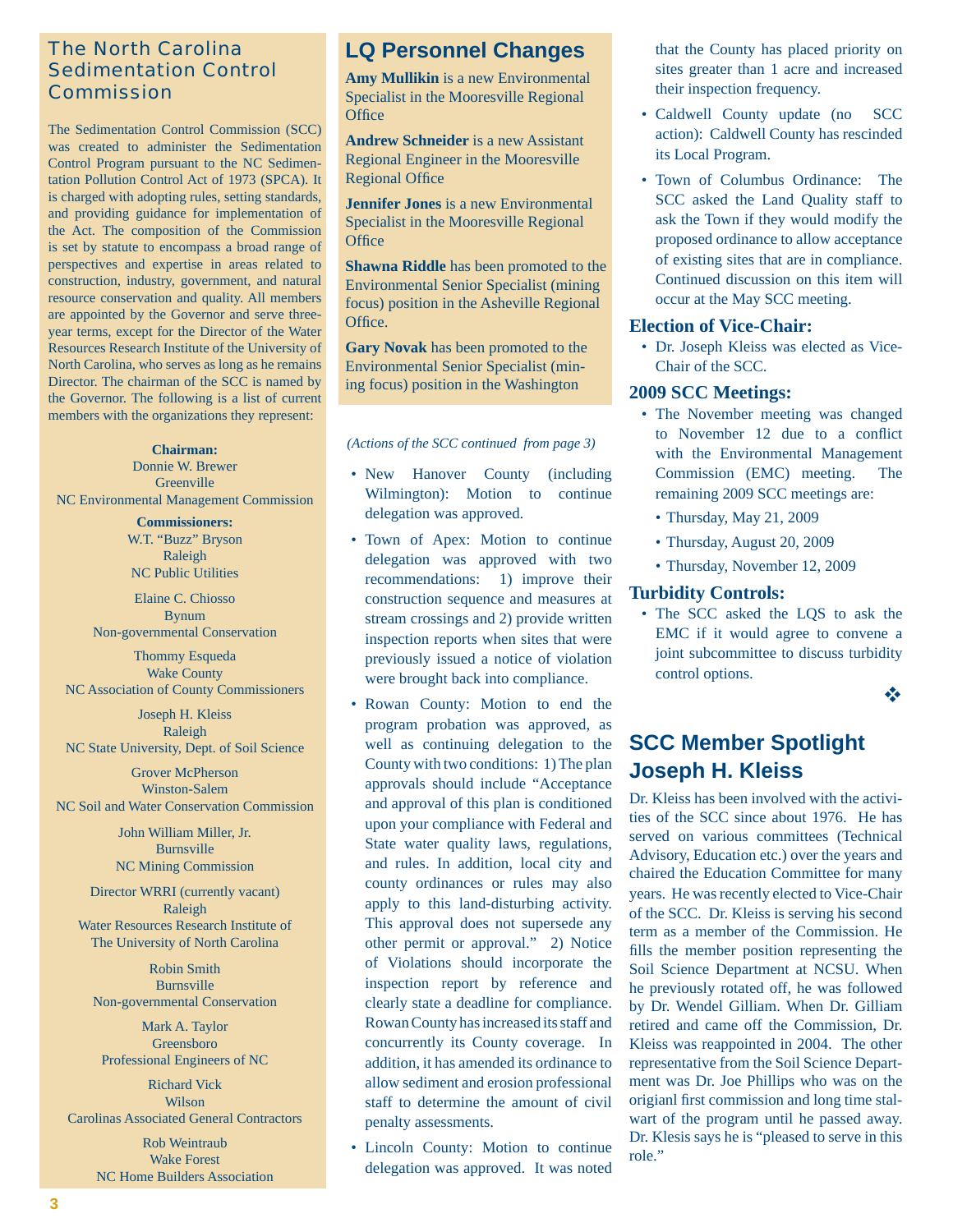## The North Carolina Sedimentation Control Commission

The Sedimentation Control Commission (SCC) was created to administer the Sedimentation Control Program pursuant to the NC Sedimentation Pollution Control Act of 1973 (SPCA). It is charged with adopting rules, setting standards, and providing guidance for implementation of the Act. The composition of the Commission is set by statute to encompass a broad range of perspectives and expertise in areas related to construction, industry, government, and natural resource conservation and quality. All members are appointed by the Governor and serve three-year terms, except for the Director of the Water Resources Research Institute of the University of North Carolina, who serves as long as he remains Director. The chairman of the SCC is named by the Governor. The following is a list of current members with the organizations they represent:

**Chairman:**
Donnie W. Brewer
Greenville
NC Environmental Management Commission

**Commissioners:**
W.T. "Buzz" Bryson
Raleigh
NC Public Utilities

Elaine C. Chiosso
Bynum
Non-governmental Conservation

Thommy Esqueda
Wake County
NC Association of County Commissioners

Joseph H. Kleiss
Raleigh
NC State University, Dept. of Soil Science

Grover McPherson
Winston-Salem
NC Soil and Water Conservation Commission

John William Miller, Jr.
Burnsville
NC Mining Commission

Director WRRI (currently vacant)
Raleigh
Water Resources Research Institute of The University of North Carolina

Robin Smith
Burnsville
Non-governmental Conservation

Mark A. Taylor
Greensboro
Professional Engineers of NC

Richard Vick
Wilson
Carolinas Associated General Contractors

Rob Weintraub
Wake Forest
NC Home Builders Association

## LQ Personnel Changes

**Amy Mullikin** is a new Environmental Specialist in the Mooresville Regional Office

**Andrew Schneider** is a new Assistant Regional Engineer in the Mooresville Regional Office

**Jennifer Jones** is a new Environmental Specialist in the Mooresville Regional Office

**Shawna Riddle** has been promoted to the Environmental Senior Specialist (mining focus) position in the Asheville Regional Office.

**Gary Novak** has been promoted to the Environmental Senior Specialist (mining focus) position in the Washington

*(Actions of the SCC continued from page 3)*

- New Hanover County (including Wilmington): Motion to continue delegation was approved.
- Town of Apex: Motion to continue delegation was approved with two recommendations: 1) improve their construction sequence and measures at stream crossings and 2) provide written inspection reports when sites that were previously issued a notice of violation were brought back into compliance.
- Rowan County: Motion to end the program probation was approved, as well as continuing delegation to the County with two conditions: 1) The plan approvals should include "Acceptance and approval of this plan is conditioned upon your compliance with Federal and State water quality laws, regulations, and rules. In addition, local city and county ordinances or rules may also apply to this land-disturbing activity. This approval does not supersede any other permit or approval." 2) Notice of Violations should incorporate the inspection report by reference and clearly state a deadline for compliance. Rowan County has increased its staff and concurrently its County coverage. In addition, it has amended its ordinance to allow sediment and erosion professional staff to determine the amount of civil penalty assessments.
- Lincoln County: Motion to continue delegation was approved. It was noted that the County has placed priority on sites greater than 1 acre and increased their inspection frequency.
- Caldwell County update (no SCC action): Caldwell County has rescinded its Local Program.
- Town of Columbus Ordinance: The SCC asked the Land Quality staff to ask the Town if they would modify the proposed ordinance to allow acceptance of existing sites that are in compliance. Continued discussion on this item will occur at the May SCC meeting.

### Election of Vice-Chair:

- Dr. Joseph Kleiss was elected as Vice-Chair of the SCC.

### 2009 SCC Meetings:

- The November meeting was changed to November 12 due to a conflict with the Environmental Management Commission (EMC) meeting. The remaining 2009 SCC meetings are:
  - Thursday, May 21, 2009
  - Thursday, August 20, 2009
  - Thursday, November 12, 2009

### Turbidity Controls:

- The SCC asked the LQS to ask the EMC if it would agree to convene a joint subcommittee to discuss turbidity control options.

## SCC Member Spotlight Joseph H. Kleiss

Dr. Kleiss has been involved with the activities of the SCC since about 1976. He has served on various committees (Technical Advisory, Education etc.) over the years and chaired the Education Committee for many years. He was recently elected to Vice-Chair of the SCC. Dr. Kleiss is serving his second term as a member of the Commission. He fills the member position representing the Soil Science Department at NCSU. When he previously rotated off, he was followed by Dr. Wendel Gilliam. When Dr. Gilliam retired and came off the Commission, Dr. Kleiss was reappointed in 2004. The other representative from the Soil Science Department was Dr. Joe Phillips who was on the origianl first commission and long time stalwart of the program until he passed away. Dr. Klesis says he is "pleased to serve in this role."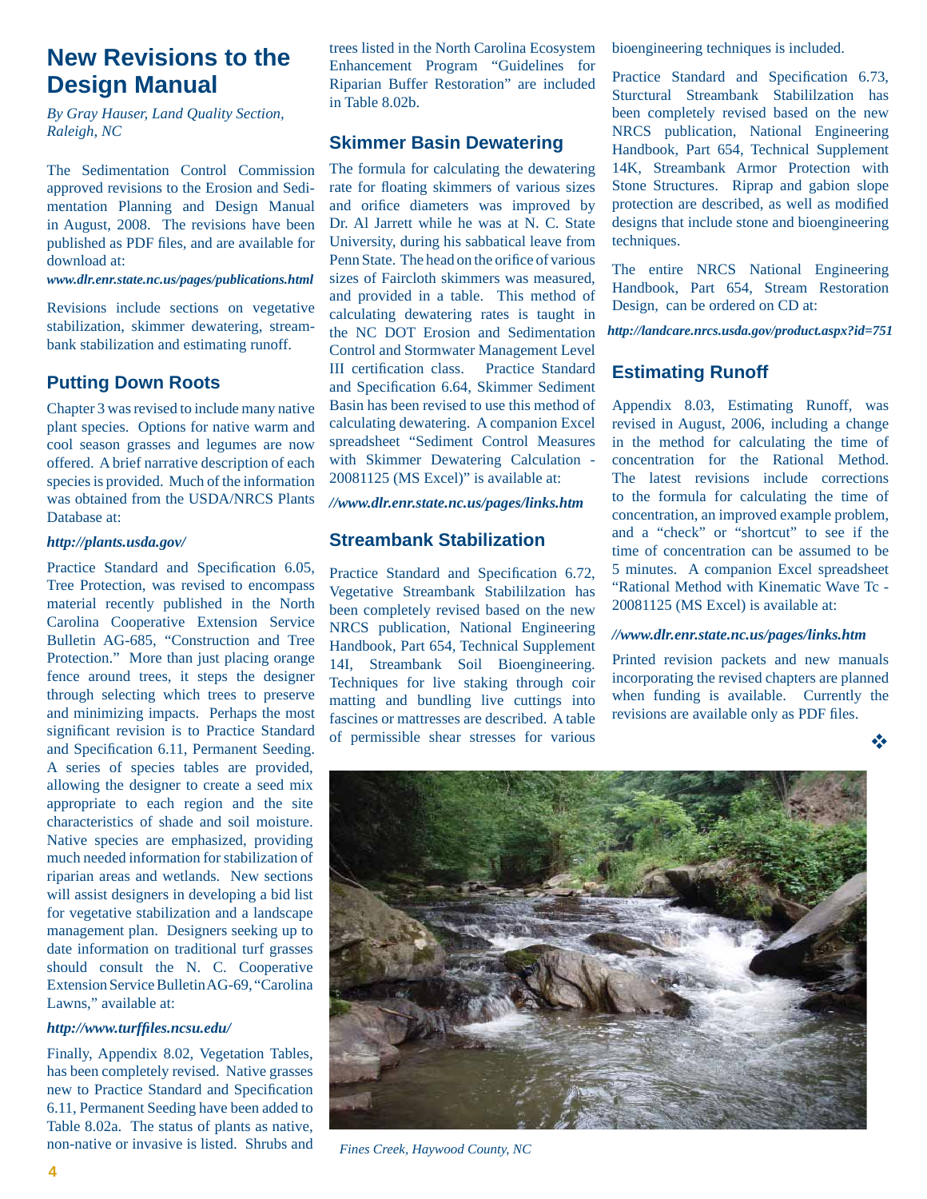# New Revisions to the Design Manual

*By Gray Hauser, Land Quality Section, Raleigh, NC*

The Sedimentation Control Commission approved revisions to the Erosion and Sedimentation Planning and Design Manual in August, 2008. The revisions have been published as PDF files, and are available for download at:

***www.dlr.enr.state.nc.us/pages/publications.html***

Revisions include sections on vegetative stabilization, skimmer dewatering, streambank stabilization and estimating runoff.

## Putting Down Roots

Chapter 3 was revised to include many native plant species. Options for native warm and cool season grasses and legumes are now offered. A brief narrative description of each species is provided. Much of the information was obtained from the USDA/NRCS Plants Database at:

***http://plants.usda.gov/***

Practice Standard and Specification 6.05, Tree Protection, was revised to encompass material recently published in the North Carolina Cooperative Extension Service Bulletin AG-685, "Construction and Tree Protection." More than just placing orange fence around trees, it steps the designer through selecting which trees to preserve and minimizing impacts. Perhaps the most significant revision is to Practice Standard and Specification 6.11, Permanent Seeding. A series of species tables are provided, allowing the designer to create a seed mix appropriate to each region and the site characteristics of shade and soil moisture. Native species are emphasized, providing much needed information for stabilization of riparian areas and wetlands. New sections will assist designers in developing a bid list for vegetative stabilization and a landscape management plan. Designers seeking up to date information on traditional turf grasses should consult the N. C. Cooperative Extension Service Bulletin AG-69, "Carolina Lawns," available at:

***http://www.turffiles.ncsu.edu/***

Finally, Appendix 8.02, Vegetation Tables, has been completely revised. Native grasses new to Practice Standard and Specification 6.11, Permanent Seeding have been added to Table 8.02a. The status of plants as native, non-native or invasive is listed. Shrubs and trees listed in the North Carolina Ecosystem Enhancement Program "Guidelines for Riparian Buffer Restoration" are included in Table 8.02b.

## Skimmer Basin Dewatering

The formula for calculating the dewatering rate for floating skimmers of various sizes and orifice diameters was improved by Dr. Al Jarrett while he was at N. C. State University, during his sabbatical leave from Penn State. The head on the orifice of various sizes of Faircloth skimmers was measured, and provided in a table. This method of calculating dewatering rates is taught in the NC DOT Erosion and Sedimentation Control and Stormwater Management Level III certification class. Practice Standard and Specification 6.64, Skimmer Sediment Basin has been revised to use this method of calculating dewatering. A companion Excel spreadsheet "Sediment Control Measures with Skimmer Dewatering Calculation - 20081125 (MS Excel)" is available at:

***//www.dlr.enr.state.nc.us/pages/links.htm***

## Streambank Stabilization

Practice Standard and Specification 6.72, Vegetative Streambank Stabililzation has been completely revised based on the new NRCS publication, National Engineering Handbook, Part 654, Technical Supplement 14I, Streambank Soil Bioengineering. Techniques for live staking through coir matting and bundling live cuttings into fascines or mattresses are described. A table of permissible shear stresses for various bioengineering techniques is included.

Practice Standard and Specification 6.73, Sturctural Streambank Stabililzation has been completely revised based on the new NRCS publication, National Engineering Handbook, Part 654, Technical Supplement 14K, Streambank Armor Protection with Stone Structures. Riprap and gabion slope protection are described, as well as modified designs that include stone and bioengineering techniques.

The entire NRCS National Engineering Handbook, Part 654, Stream Restoration Design, can be ordered on CD at:

***http://landcare.nrcs.usda.gov/product.aspx?id=751***

## Estimating Runoff

Appendix 8.03, Estimating Runoff, was revised in August, 2006, including a change in the method for calculating the time of concentration for the Rational Method. The latest revisions include corrections to the formula for calculating the time of concentration, an improved example problem, and a "check" or "shortcut" to see if the time of concentration can be assumed to be 5 minutes. A companion Excel spreadsheet "Rational Method with Kinematic Wave Tc - 20081125 (MS Excel) is available at:

***//www.dlr.enr.state.nc.us/pages/links.htm***

Printed revision packets and new manuals incorporating the revised chapters are planned when funding is available. Currently the revisions are available only as PDF files.

*Fines Creek, Haywood County, NC*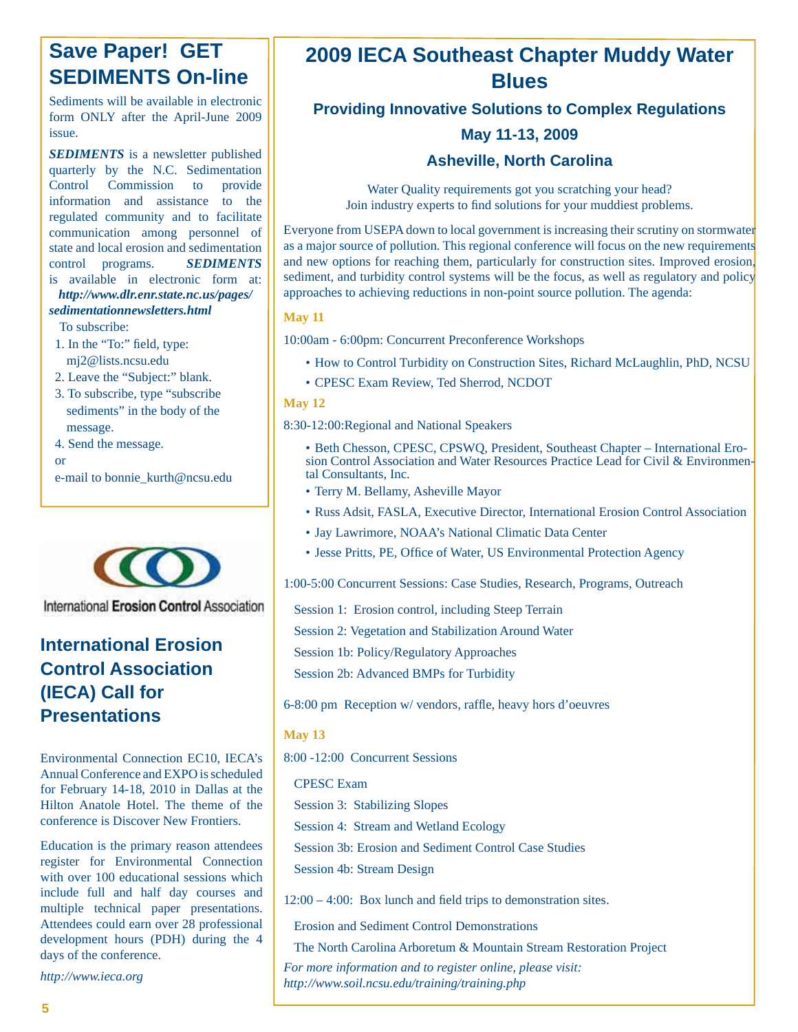## Save Paper! GET SEDIMENTS On-line

Sediments will be available in electronic form ONLY after the April-June 2009 issue.

***SEDIMENTS*** is a newsletter published quarterly by the N.C. Sedimentation Control Commission to provide information and assistance to the regulated community and to facilitate communication among personnel of state and local erosion and sedimentation control programs. ***SEDIMENTS*** is available in electronic form at: ***http://www.dlr.enr.state.nc.us/pages/sedimentationnewsletters.html***

To subscribe:

1. In the "To:" field, type: mj2@lists.ncsu.edu
2. Leave the "Subject:" blank.
3. To subscribe, type "subscribe sediments" in the body of the message.
4. Send the message.

or

e-mail to bonnie_kurth@ncsu.edu

International Erosion Control Association

## International Erosion Control Association (IECA) Call for Presentations

Environmental Connection EC10, IECA's Annual Conference and EXPO is scheduled for February 14-18, 2010 in Dallas at the Hilton Anatole Hotel. The theme of the conference is Discover New Frontiers.

Education is the primary reason attendees register for Environmental Connection with over 100 educational sessions which include full and half day courses and multiple technical paper presentations. Attendees could earn over 28 professional development hours (PDH) during the 4 days of the conference.

*http://www.ieca.org*

# 2009 IECA Southeast Chapter Muddy Water Blues

### Providing Innovative Solutions to Complex Regulations

### May 11-13, 2009

### Asheville, North Carolina

Water Quality requirements got you scratching your head?
Join industry experts to find solutions for your muddiest problems.

Everyone from USEPA down to local government is increasing their scrutiny on stormwater as a major source of pollution. This regional conference will focus on the new requirements and new options for reaching them, particularly for construction sites. Improved erosion, sediment, and turbidity control systems will be the focus, as well as regulatory and policy approaches to achieving reductions in non-point source pollution. The agenda:

**May 11**

10:00am - 6:00pm: Concurrent Preconference Workshops

- How to Control Turbidity on Construction Sites, Richard McLaughlin, PhD, NCSU
- CPESC Exam Review, Ted Sherrod, NCDOT

**May 12**

8:30-12:00:Regional and National Speakers

- Beth Chesson, CPESC, CPSWQ, President, Southeast Chapter – International Erosion Control Association and Water Resources Practice Lead for Civil & Environmental Consultants, Inc.
- Terry M. Bellamy, Asheville Mayor
- Russ Adsit, FASLA, Executive Director, International Erosion Control Association
- Jay Lawrimore, NOAA's National Climatic Data Center
- Jesse Pritts, PE, Office of Water, US Environmental Protection Agency

1:00-5:00 Concurrent Sessions: Case Studies, Research, Programs, Outreach

Session 1: Erosion control, including Steep Terrain
Session 2: Vegetation and Stabilization Around Water
Session 1b: Policy/Regulatory Approaches
Session 2b: Advanced BMPs for Turbidity

6-8:00 pm Reception w/ vendors, raffle, heavy hors d'oeuvres

**May 13**

8:00 -12:00 Concurrent Sessions

CPESC Exam
Session 3: Stabilizing Slopes
Session 4: Stream and Wetland Ecology
Session 3b: Erosion and Sediment Control Case Studies
Session 4b: Stream Design

12:00 – 4:00: Box lunch and field trips to demonstration sites.

Erosion and Sediment Control Demonstrations
The North Carolina Arboretum & Mountain Stream Restoration Project

*For more information and to register online, please visit:*
*http://www.soil.ncsu.edu/training/training.php*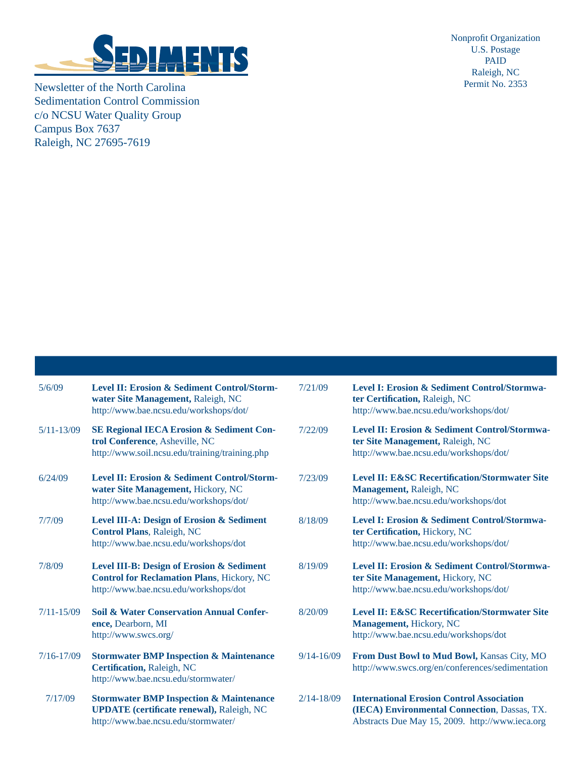# SEDIMENTS

Newsletter of the North Carolina
Sedimentation Control Commission
c/o NCSU Water Quality Group
Campus Box 7637
Raleigh, NC 27695-7619

Nonprofit Organization
U.S. Postage
PAID
Raleigh, NC
Permit No. 2353

| | |
|---|---|
| 5/6/09 | **Level II: Erosion & Sediment Control/Stormwater Site Management,** Raleigh, NC http://www.bae.ncsu.edu/workshops/dot/ |
| 5/11-13/09 | **SE Regional IECA Erosion & Sediment Control Conference**, Asheville, NC http://www.soil.ncsu.edu/training/training.php |
| 6/24/09 | **Level II: Erosion & Sediment Control/Stormwater Site Management,** Hickory, NC http://www.bae.ncsu.edu/workshops/dot/ |
| 7/7/09 | **Level III-A: Design of Erosion & Sediment Control Plans**, Raleigh, NC http://www.bae.ncsu.edu/workshops/dot |
| 7/8/09 | **Level III-B: Design of Erosion & Sediment Control for Reclamation Plans**, Hickory, NC http://www.bae.ncsu.edu/workshops/dot |
| 7/11-15/09 | **Soil & Water Conservation Annual Conference,** Dearborn, MI http://www.swcs.org/ |
| 7/16-17/09 | **Stormwater BMP Inspection & Maintenance Certification,** Raleigh, NC http://www.bae.ncsu.edu/stormwater/ |
| 7/17/09 | **Stormwater BMP Inspection & Maintenance UPDATE (certificate renewal),** Raleigh, NC http://www.bae.ncsu.edu/stormwater/ |
| 7/21/09 | **Level I: Erosion & Sediment Control/Stormwater Certification,** Raleigh, NC http://www.bae.ncsu.edu/workshops/dot/ |
| 7/22/09 | **Level II: Erosion & Sediment Control/Stormwater Site Management,** Raleigh, NC http://www.bae.ncsu.edu/workshops/dot/ |
| 7/23/09 | **Level II: E&SC Recertification/Stormwater Site Management,** Raleigh, NC http://www.bae.ncsu.edu/workshops/dot |
| 8/18/09 | **Level I: Erosion & Sediment Control/Stormwater Certification,** Hickory, NC http://www.bae.ncsu.edu/workshops/dot/ |
| 8/19/09 | **Level II: Erosion & Sediment Control/Stormwater Site Management,** Hickory, NC http://www.bae.ncsu.edu/workshops/dot/ |
| 8/20/09 | **Level II: E&SC Recertification/Stormwater Site Management,** Hickory, NC http://www.bae.ncsu.edu/workshops/dot |
| 9/14-16/09 | **From Dust Bowl to Mud Bowl,** Kansas City, MO http://www.swcs.org/en/conferences/sedimentation |
| 2/14-18/09 | **International Erosion Control Association (IECA) Environmental Connection**, Dassas, TX. Abstracts Due May 15, 2009. http://www.ieca.org |